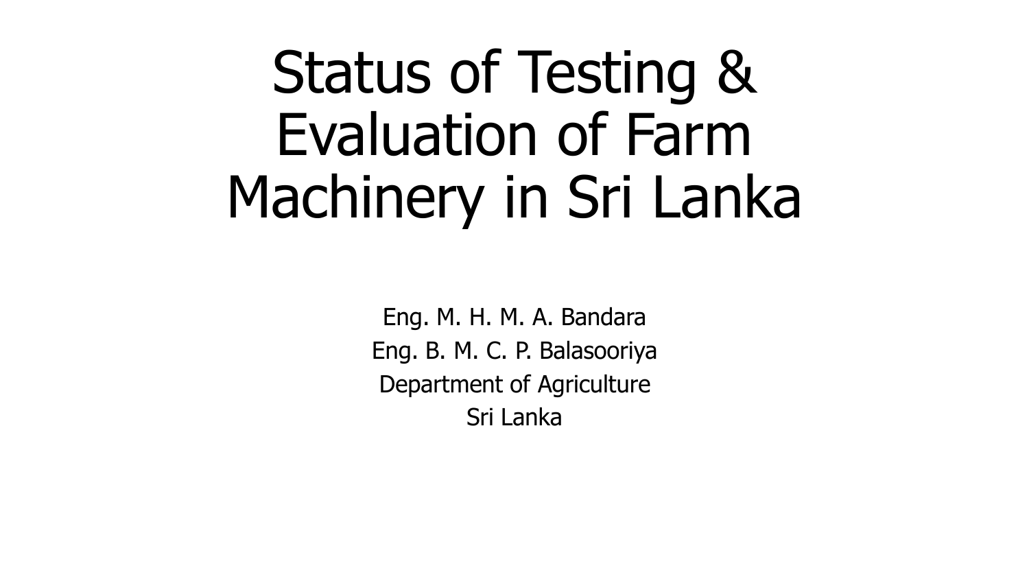# Status of Testing & Evaluation of Farm Machinery in Sri Lanka

Eng. M. H. M. A. Bandara
Eng. B. M. C. P. Balasooriya
Department of Agriculture
Sri Lanka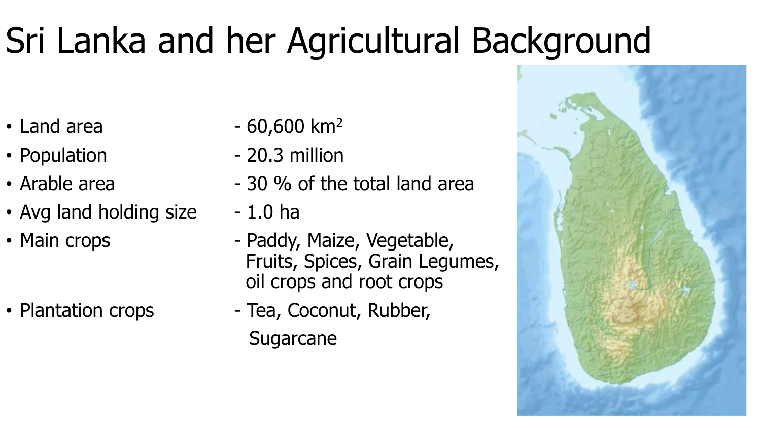# Sri Lanka and her Agricultural Background

- Land area - 60,600 $km^2$
- Population - 20.3 million
- Arable area - 30 % of the total land area
- Avg land holding size - 1.0 ha
- Main crops - Paddy, Maize, Vegetable, Fruits, Spices, Grain Legumes, oil crops and root crops
- Plantation crops - Tea, Coconut, Rubber, Sugarcane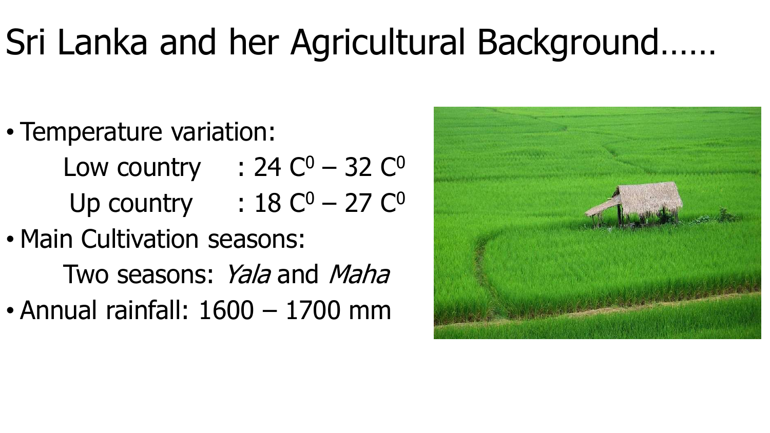# Sri Lanka and her Agricultural Background……

- Temperature variation:
  - Low country : 24 $C^0$ – 32 $C^0$
  - Up country : 18 $C^0$ – 27 $C^0$
- Main Cultivation seasons:
  - Two seasons: *Yala* and *Maha*
- Annual rainfall: 1600 – 1700 mm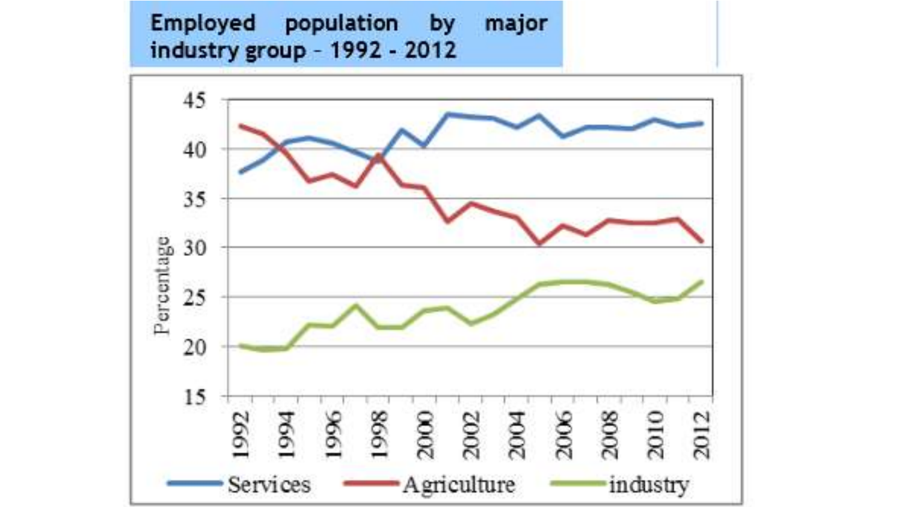## Employed population by major industry group – 1992 - 2012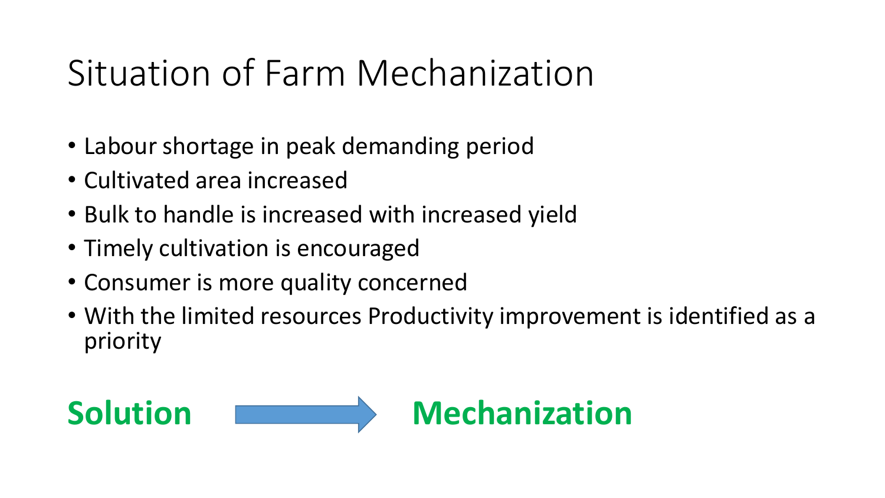# Situation of Farm Mechanization

- Labour shortage in peak demanding period
- Cultivated area increased
- Bulk to handle is increased with increased yield
- Timely cultivation is encouraged
- Consumer is more quality concerned
- With the limited resources Productivity improvement is identified as a priority

**Solution → Mechanization**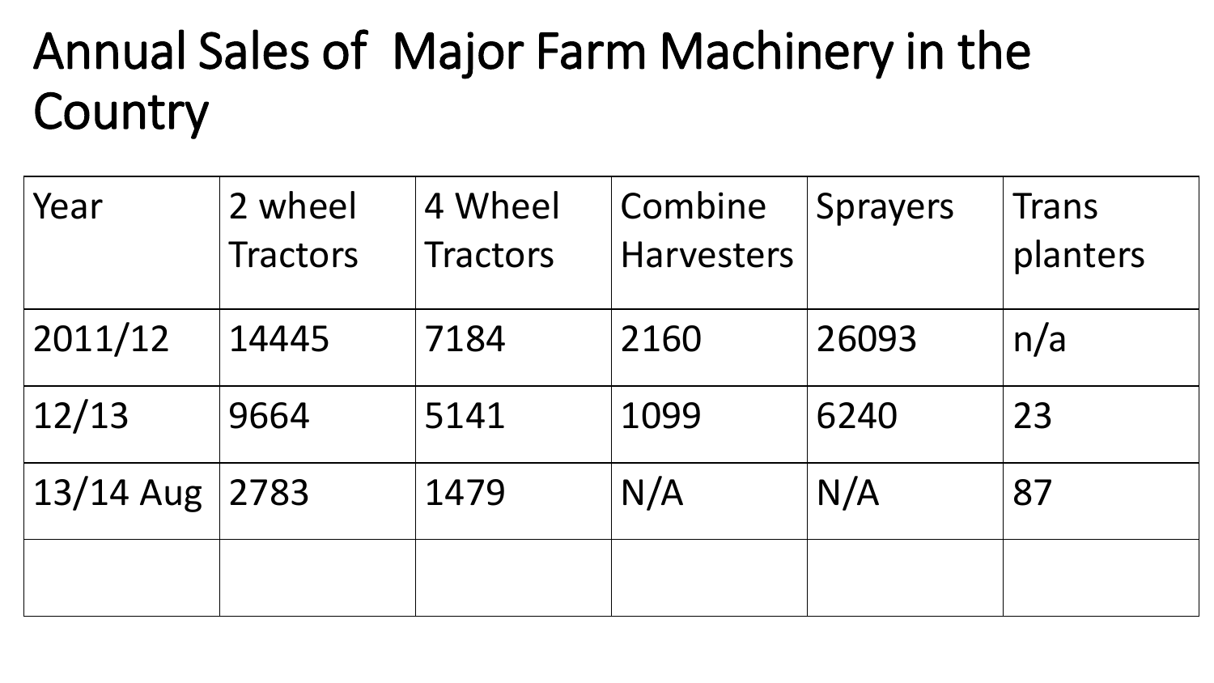# Annual Sales of Major Farm Machinery in the Country

| Year | 2 wheel Tractors | 4 Wheel Tractors | Combine Harvesters | Sprayers | Trans planters |
|---|---|---|---|---|---|
| 2011/12 | 14445 | 7184 | 2160 | 26093 | n/a |
| 12/13 | 9664 | 5141 | 1099 | 6240 | 23 |
| 13/14 Aug | 2783 | 1479 | N/A | N/A | 87 |
| | | | | | |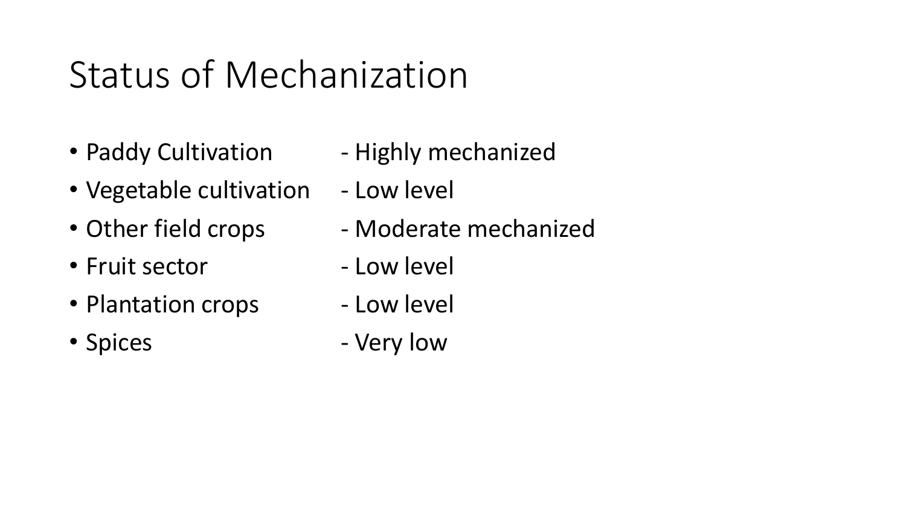# Status of Mechanization

- Paddy Cultivation - Highly mechanized
- Vegetable cultivation - Low level
- Other field crops - Moderate mechanized
- Fruit sector - Low level
- Plantation crops - Low level
- Spices - Very low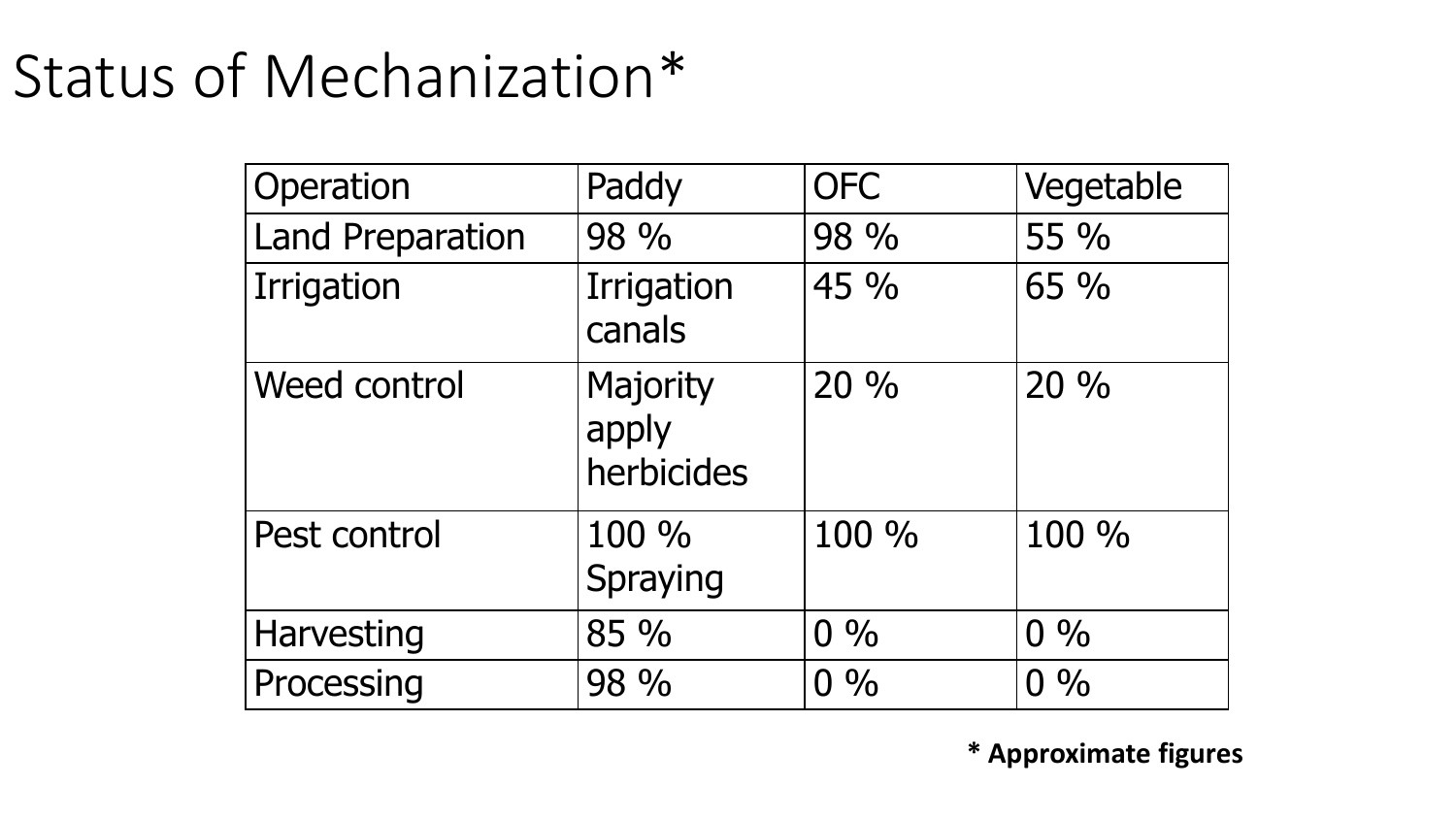# Status of Mechanization*

| Operation | Paddy | OFC | Vegetable |
|---|---|---|---|
| Land Preparation | 98 % | 98 % | 55 % |
| Irrigation | Irrigation canals | 45 % | 65 % |
| Weed control | Majority apply herbicides | 20 % | 20 % |
| Pest control | 100 % Spraying | 100 % | 100 % |
| Harvesting | 85 % | 0 % | 0 % |
| Processing | 98 % | 0 % | 0 % |

**\* Approximate figures**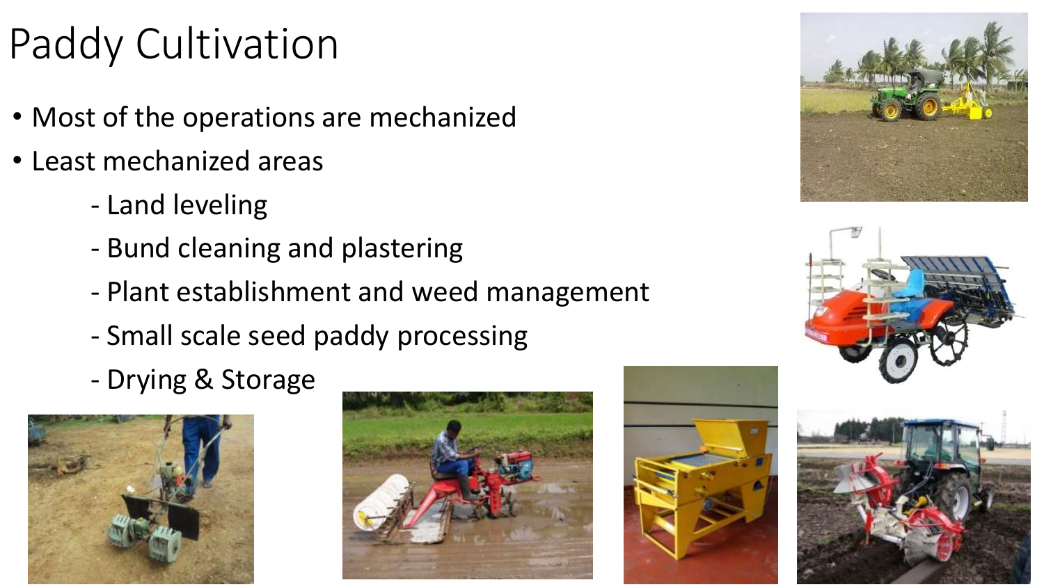# Paddy Cultivation

- Most of the operations are mechanized
- Least mechanized areas
  - Land leveling
  - Bund cleaning and plastering
  - Plant establishment and weed management
  - Small scale seed paddy processing
  - Drying & Storage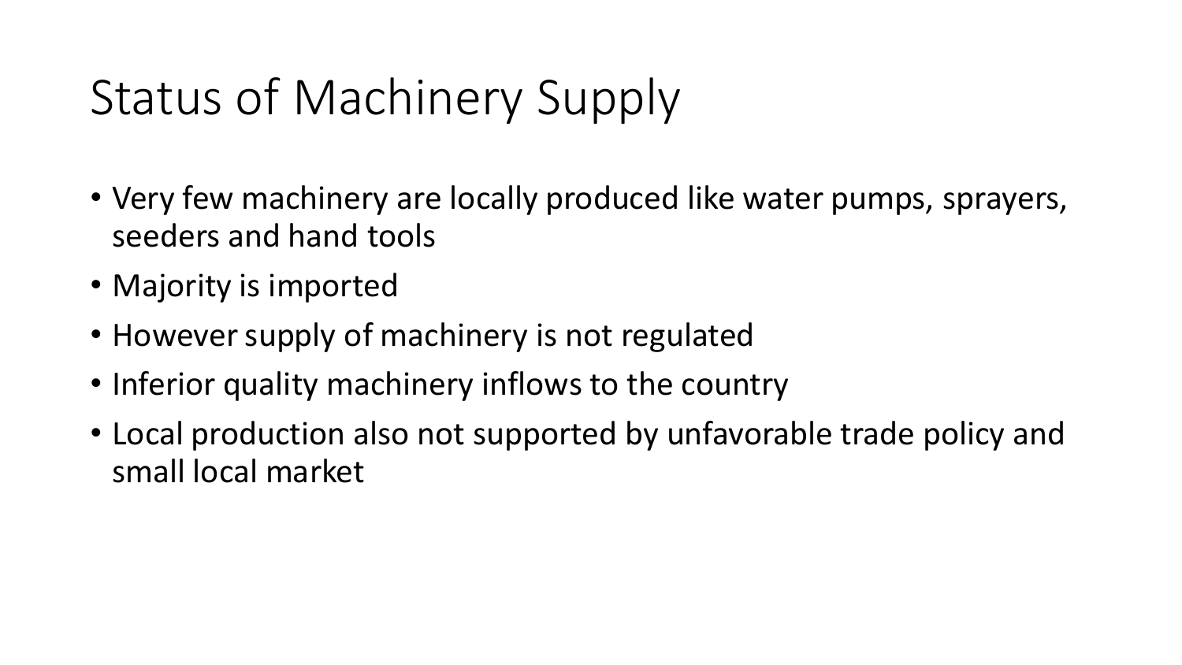# Status of Machinery Supply

- Very few machinery are locally produced like water pumps, sprayers, seeders and hand tools
- Majority is imported
- However supply of machinery is not regulated
- Inferior quality machinery inflows to the country
- Local production also not supported by unfavorable trade policy and small local market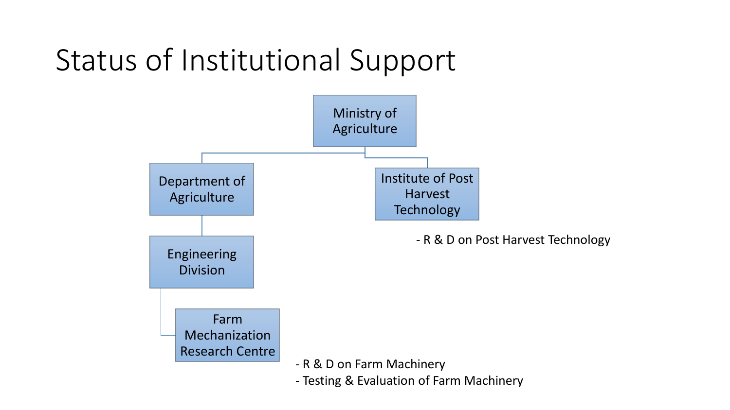# Status of Institutional Support

- Ministry of Agriculture
  - Department of Agriculture
    - Engineering Division
      - Farm Mechanization Research Centre
        - R & D on Farm Machinery
        - Testing & Evaluation of Farm Machinery
  - Institute of Post Harvest Technology
    - R & D on Post Harvest Technology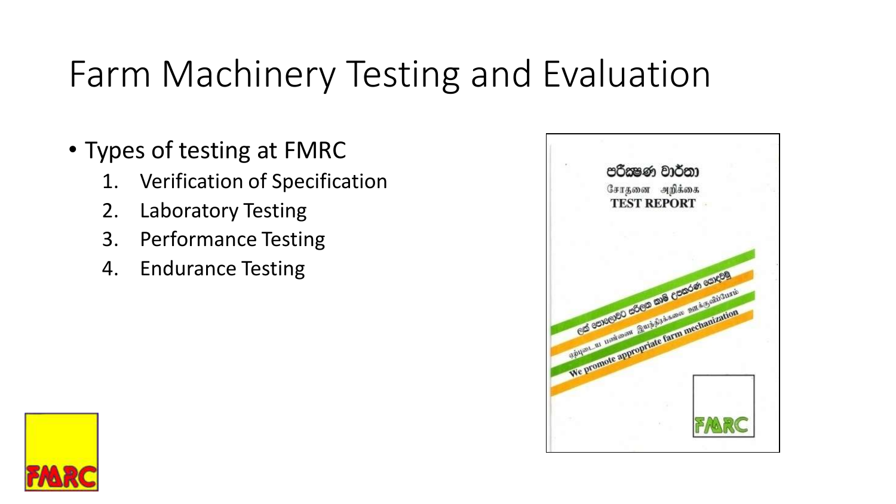# Farm Machinery Testing and Evaluation

- Types of testing at FMRC
  1. Verification of Specification
  2. Laboratory Testing
  3. Performance Testing
  4. Endurance Testing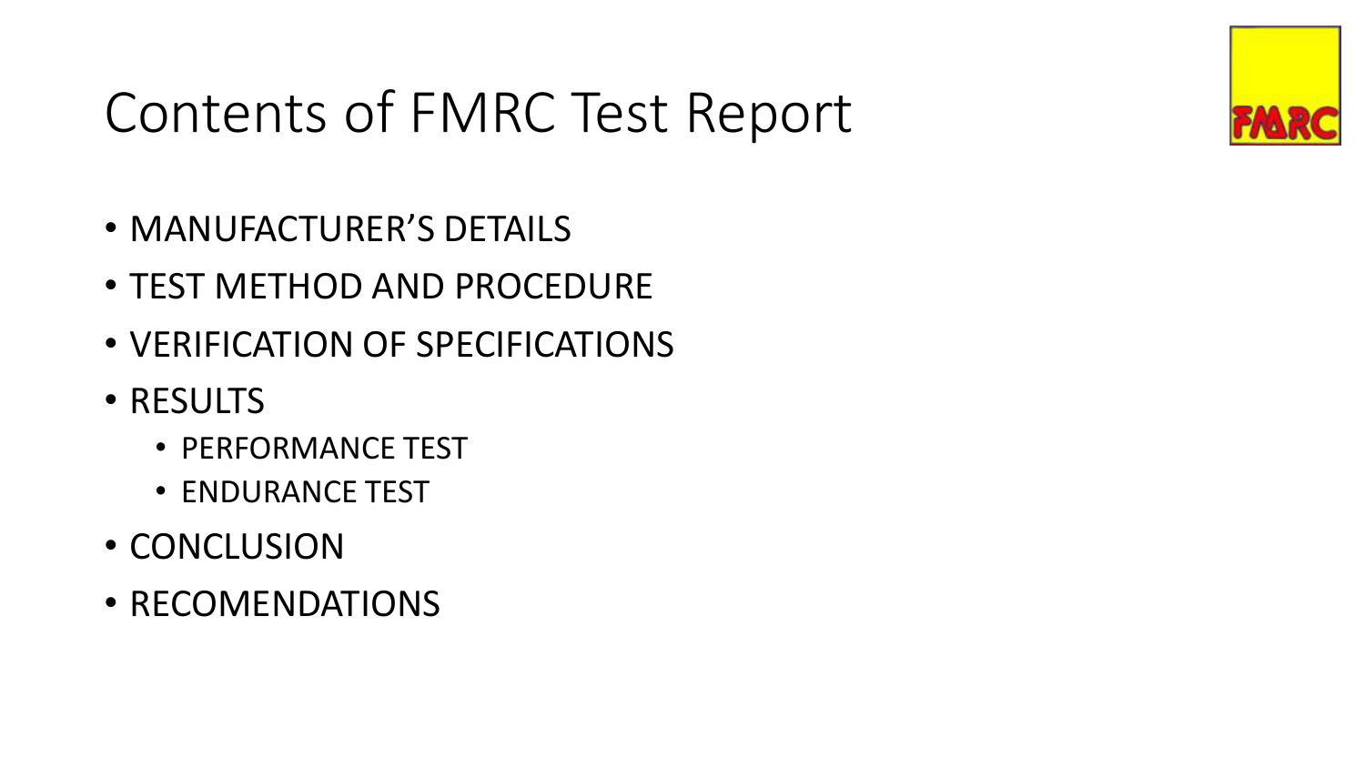# Contents of FMRC Test Report

- MANUFACTURER'S DETAILS
- TEST METHOD AND PROCEDURE
- VERIFICATION OF SPECIFICATIONS
- RESULTS
  - PERFORMANCE TEST
  - ENDURANCE TEST
- CONCLUSION
- RECOMENDATIONS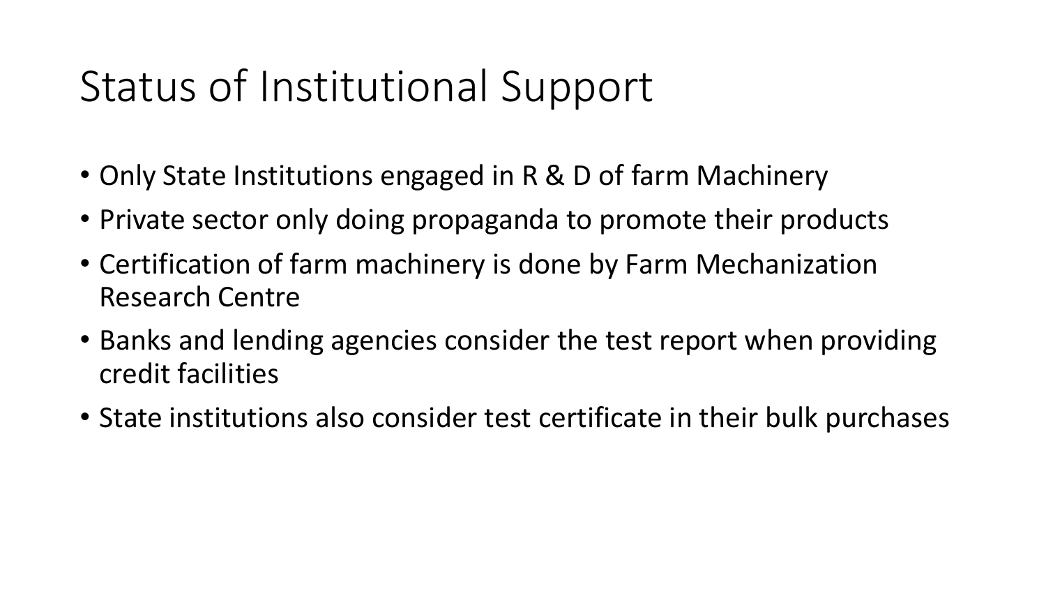# Status of Institutional Support

- Only State Institutions engaged in R & D of farm Machinery
- Private sector only doing propaganda to promote their products
- Certification of farm machinery is done by Farm Mechanization Research Centre
- Banks and lending agencies consider the test report when providing credit facilities
- State institutions also consider test certificate in their bulk purchases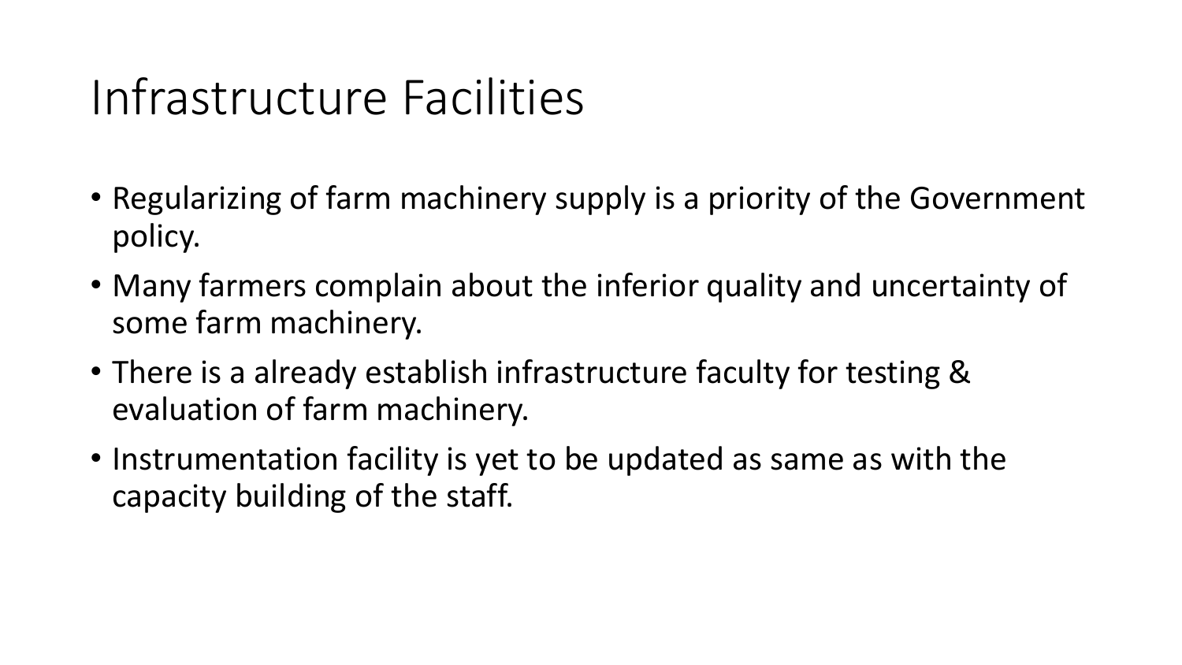# Infrastructure Facilities

- Regularizing of farm machinery supply is a priority of the Government policy.
- Many farmers complain about the inferior quality and uncertainty of some farm machinery.
- There is a already establish infrastructure faculty for testing & evaluation of farm machinery.
- Instrumentation facility is yet to be updated as same as with the capacity building of the staff.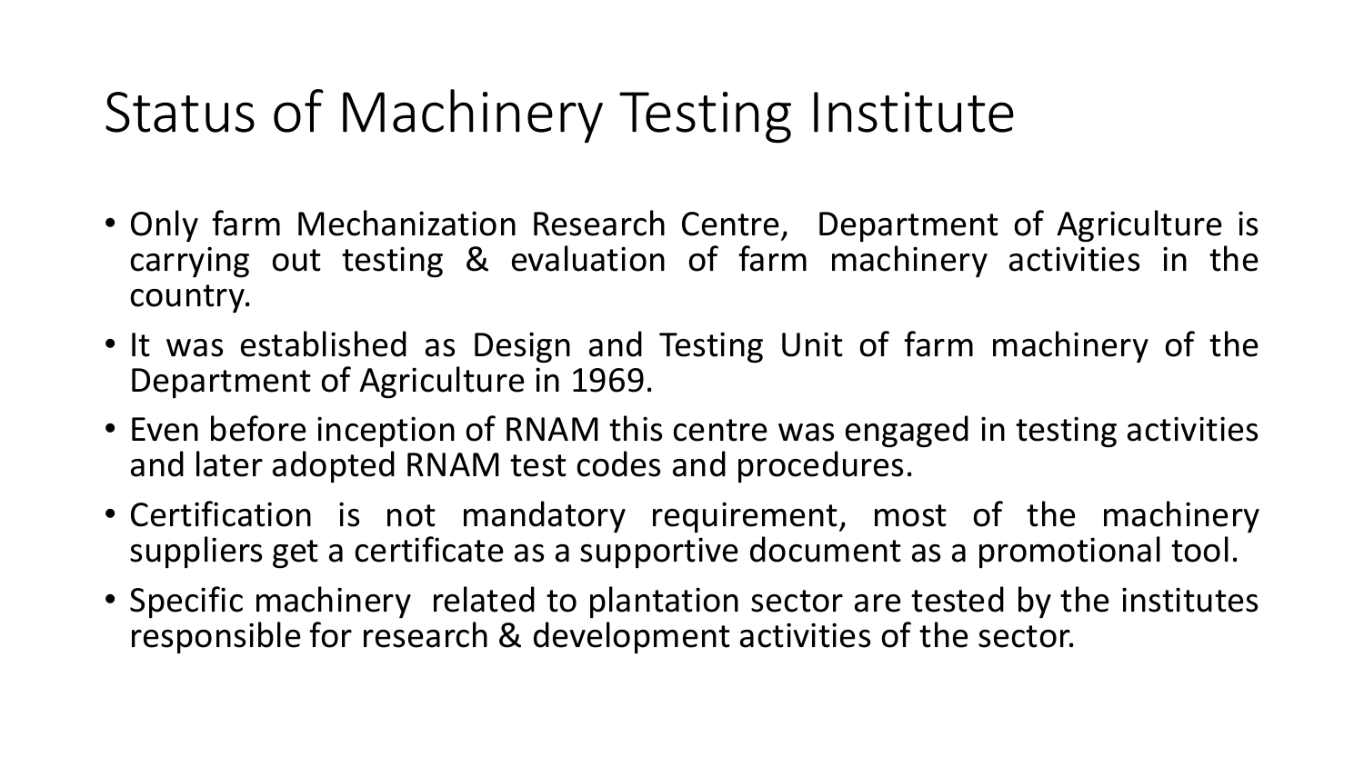# Status of Machinery Testing Institute

- Only farm Mechanization Research Centre, Department of Agriculture is carrying out testing & evaluation of farm machinery activities in the country.
- It was established as Design and Testing Unit of farm machinery of the Department of Agriculture in 1969.
- Even before inception of RNAM this centre was engaged in testing activities and later adopted RNAM test codes and procedures.
- Certification is not mandatory requirement, most of the machinery suppliers get a certificate as a supportive document as a promotional tool.
- Specific machinery related to plantation sector are tested by the institutes responsible for research & development activities of the sector.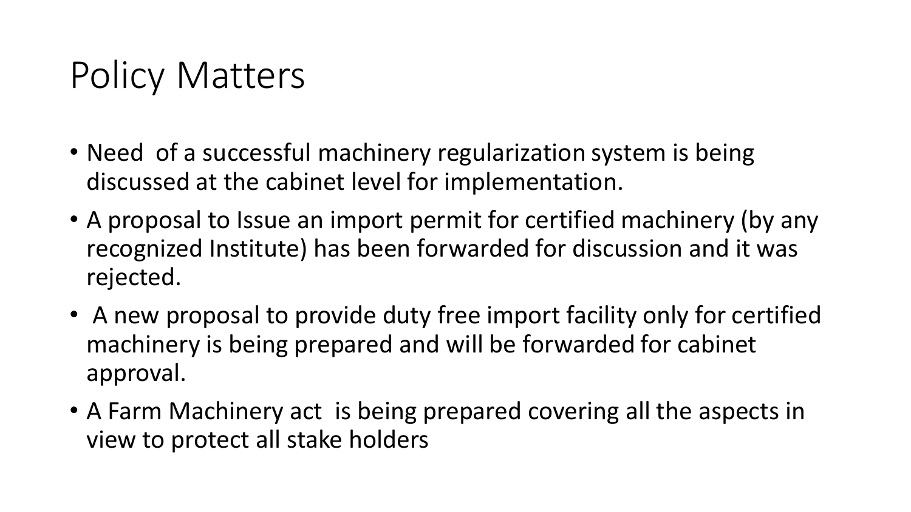# Policy Matters

- Need of a successful machinery regularization system is being discussed at the cabinet level for implementation.
- A proposal to Issue an import permit for certified machinery (by any recognized Institute) has been forwarded for discussion and it was rejected.
- A new proposal to provide duty free import facility only for certified machinery is being prepared and will be forwarded for cabinet approval.
- A Farm Machinery act is being prepared covering all the aspects in view to protect all stake holders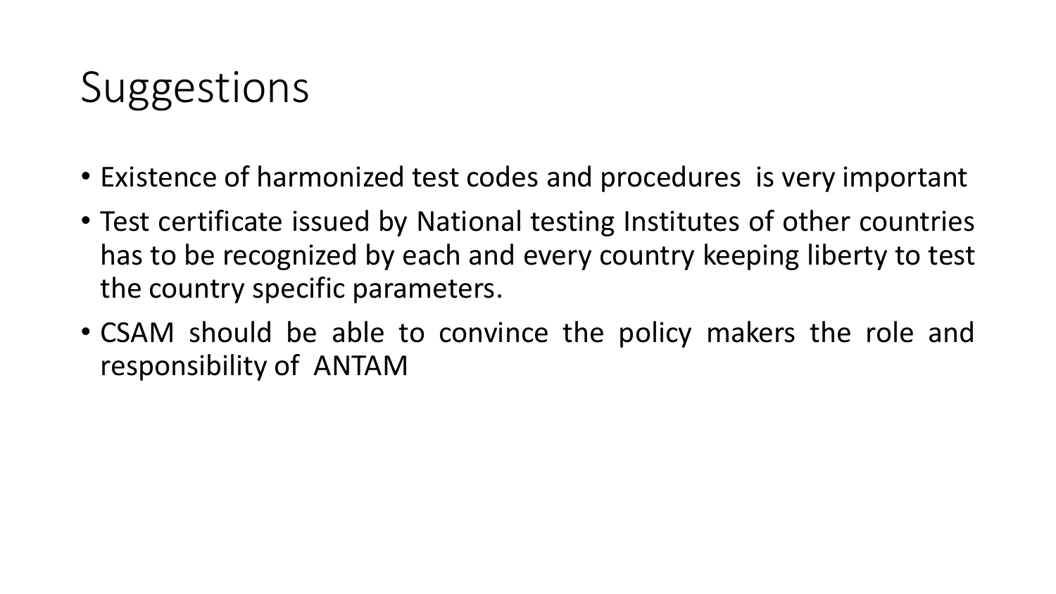# Suggestions

- Existence of harmonized test codes and procedures is very important
- Test certificate issued by National testing Institutes of other countries has to be recognized by each and every country keeping liberty to test the country specific parameters.
- CSAM should be able to convince the policy makers the role and responsibility of ANTAM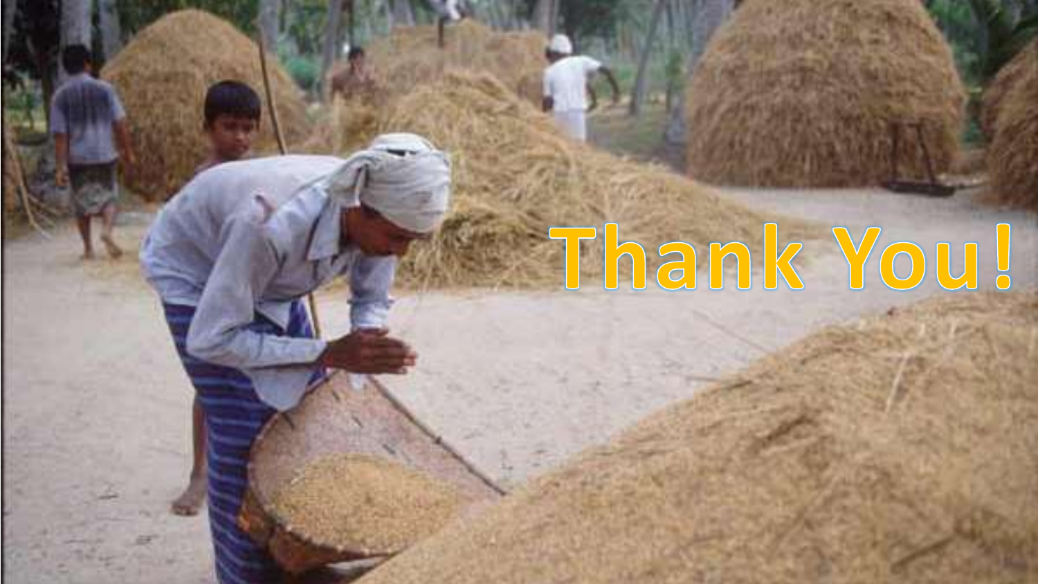Thank You!